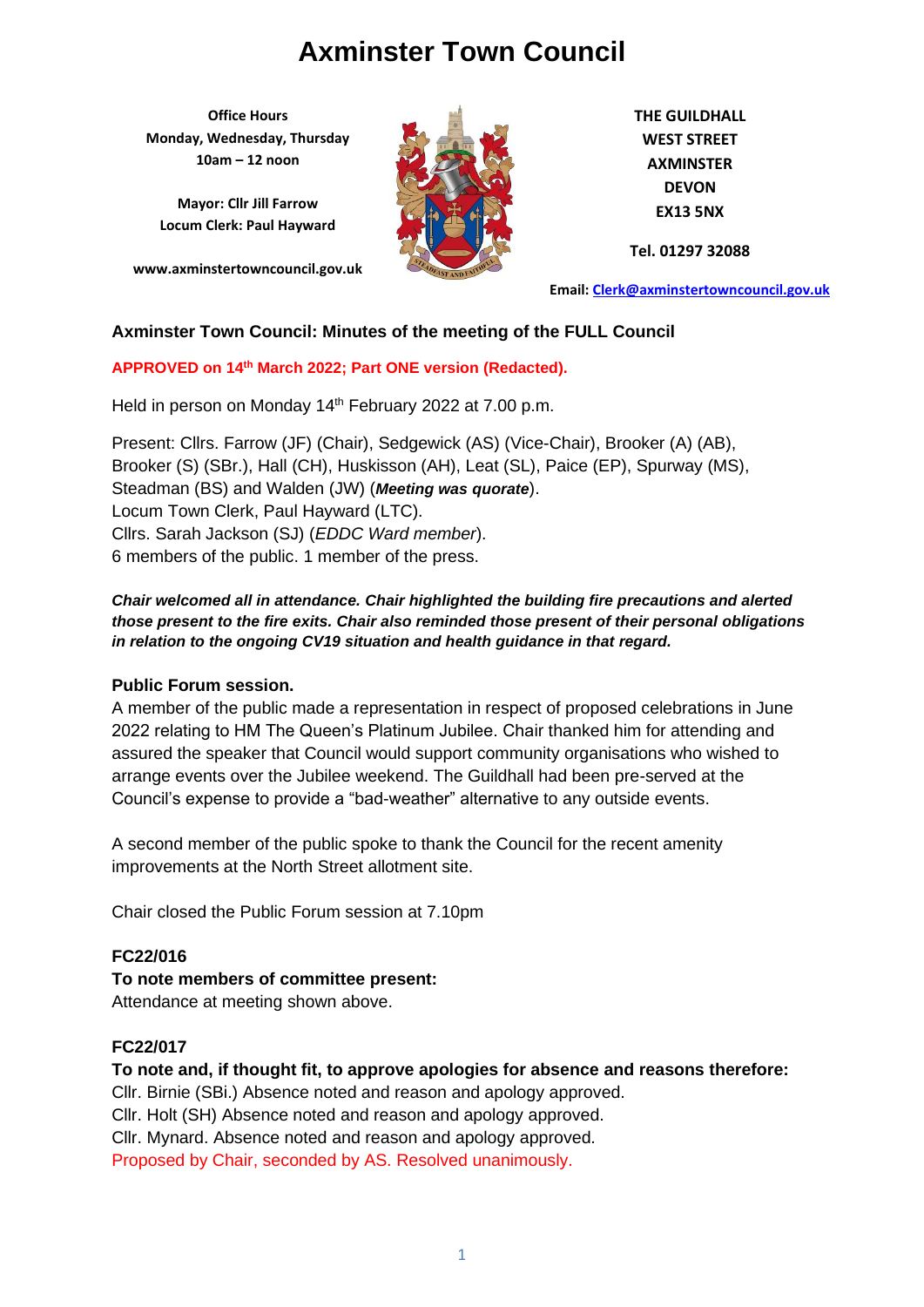# Axminster Town Council

**Office Hours**
**Monday, Wednesday, Thursday**
**10am – 12 noon**

**Mayor: Cllr Jill Farrow**
**Locum Clerk: Paul Hayward**

**www.axminstertowncouncil.gov.uk**

**THE GUILDHALL**
**WEST STREET**
**AXMINSTER**
**DEVON**
**EX13 5NX**

**Tel. 01297 32088**

**Email: Clerk@axminstertowncouncil.gov.uk**

## Axminster Town Council: Minutes of the meeting of the FULL Council

**APPROVED on 14th March 2022; Part ONE version (Redacted).**

Held in person on Monday 14th February 2022 at 7.00 p.m.

Present: Cllrs. Farrow (JF) (Chair), Sedgewick (AS) (Vice-Chair), Brooker (A) (AB), Brooker (S) (SBr.), Hall (CH), Huskisson (AH), Leat (SL), Paice (EP), Spurway (MS), Steadman (BS) and Walden (JW) (***Meeting was quorate***).
Locum Town Clerk, Paul Hayward (LTC).
Cllrs. Sarah Jackson (SJ) (*EDDC Ward member*).
6 members of the public. 1 member of the press.

***Chair welcomed all in attendance. Chair highlighted the building fire precautions and alerted those present to the fire exits. Chair also reminded those present of their personal obligations in relation to the ongoing CV19 situation and health guidance in that regard.***

**Public Forum session.**
A member of the public made a representation in respect of proposed celebrations in June 2022 relating to HM The Queen's Platinum Jubilee. Chair thanked him for attending and assured the speaker that Council would support community organisations who wished to arrange events over the Jubilee weekend. The Guildhall had been pre-served at the Council's expense to provide a "bad-weather" alternative to any outside events.

A second member of the public spoke to thank the Council for the recent amenity improvements at the North Street allotment site.

Chair closed the Public Forum session at 7.10pm

**FC22/016**
**To note members of committee present:**
Attendance at meeting shown above.

**FC22/017**
**To note and, if thought fit, to approve apologies for absence and reasons therefore:**
Cllr. Birnie (SBi.) Absence noted and reason and apology approved.
Cllr. Holt (SH) Absence noted and reason and apology approved.
Cllr. Mynard. Absence noted and reason and apology approved.
Proposed by Chair, seconded by AS. Resolved unanimously.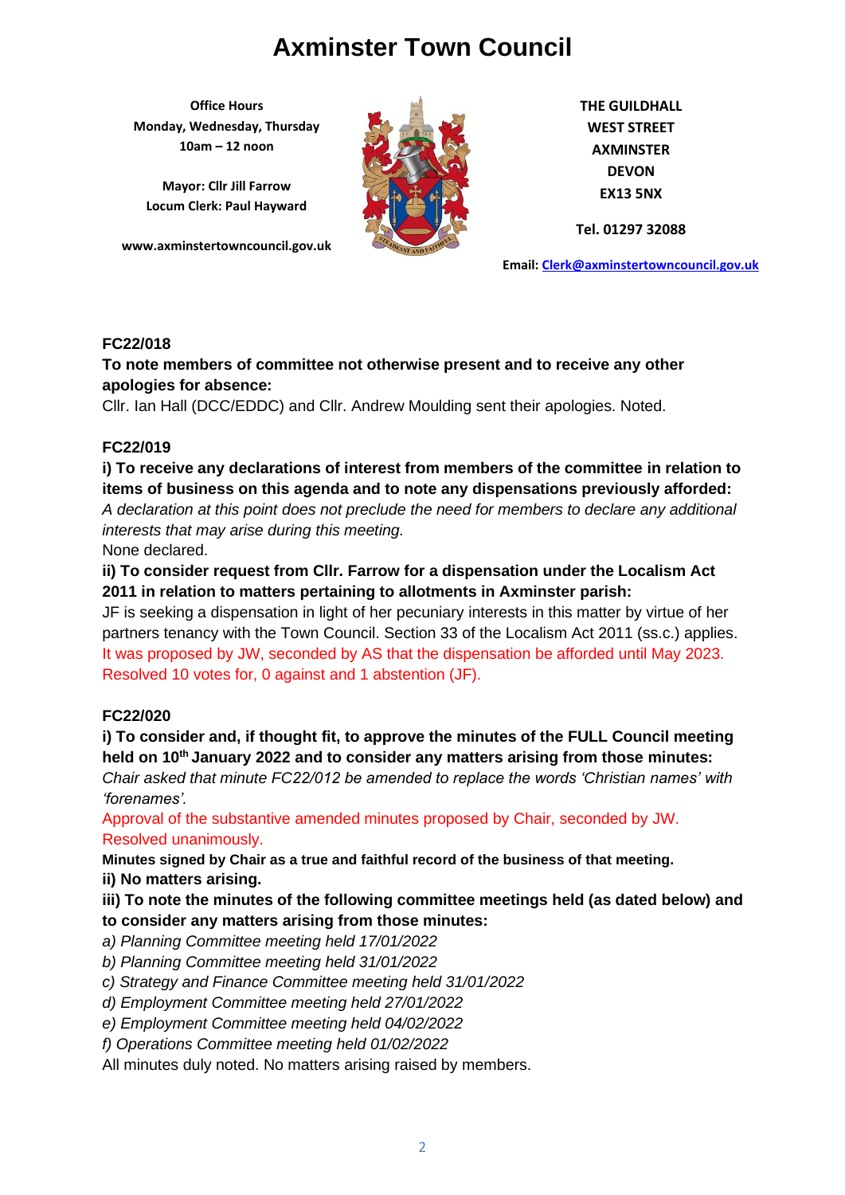# Axminster Town Council

**Office Hours**
**Monday, Wednesday, Thursday**
**10am – 12 noon**

**Mayor: Cllr Jill Farrow**
**Locum Clerk: Paul Hayward**

**www.axminstertowncouncil.gov.uk**

**THE GUILDHALL**
**WEST STREET**
**AXMINSTER**
**DEVON**
**EX13 5NX**

**Tel. 01297 32088**

**Email: Clerk@axminstertowncouncil.gov.uk**

**FC22/018**

**To note members of committee not otherwise present and to receive any other apologies for absence:**

Cllr. Ian Hall (DCC/EDDC) and Cllr. Andrew Moulding sent their apologies. Noted.

**FC22/019**

**i) To receive any declarations of interest from members of the committee in relation to items of business on this agenda and to note any dispensations previously afforded:**

*A declaration at this point does not preclude the need for members to declare any additional interests that may arise during this meeting.*

None declared.

**ii) To consider request from Cllr. Farrow for a dispensation under the Localism Act 2011 in relation to matters pertaining to allotments in Axminster parish:**

JF is seeking a dispensation in light of her pecuniary interests in this matter by virtue of her partners tenancy with the Town Council. Section 33 of the Localism Act 2011 (ss.c.) applies.

It was proposed by JW, seconded by AS that the dispensation be afforded until May 2023. Resolved 10 votes for, 0 against and 1 abstention (JF).

**FC22/020**

**i) To consider and, if thought fit, to approve the minutes of the FULL Council meeting held on 10th January 2022 and to consider any matters arising from those minutes:**

*Chair asked that minute FC22/012 be amended to replace the words 'Christian names' with 'forenames'.*

Approval of the substantive amended minutes proposed by Chair, seconded by JW. Resolved unanimously.

**Minutes signed by Chair as a true and faithful record of the business of that meeting.**

**ii) No matters arising.**

**iii) To note the minutes of the following committee meetings held (as dated below) and to consider any matters arising from those minutes:**

*a) Planning Committee meeting held 17/01/2022*
*b) Planning Committee meeting held 31/01/2022*
*c) Strategy and Finance Committee meeting held 31/01/2022*
*d) Employment Committee meeting held 27/01/2022*
*e) Employment Committee meeting held 04/02/2022*
*f) Operations Committee meeting held 01/02/2022*

All minutes duly noted. No matters arising raised by members.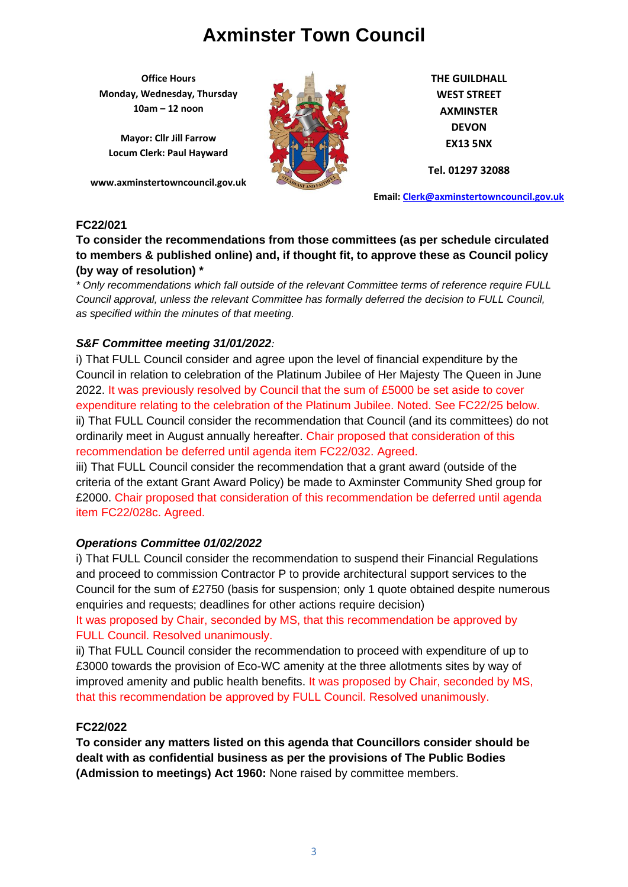# Axminster Town Council

**Office Hours**
**Monday, Wednesday, Thursday**
**10am – 12 noon**

**Mayor: Cllr Jill Farrow**
**Locum Clerk: Paul Hayward**

**www.axminstertowncouncil.gov.uk**

**THE GUILDHALL**
**WEST STREET**
**AXMINSTER**
**DEVON**
**EX13 5NX**

**Tel. 01297 32088**

**Email: Clerk@axminstertowncouncil.gov.uk**

**FC22/021**

**To consider the recommendations from those committees (as per schedule circulated to members & published online) and, if thought fit, to approve these as Council policy (by way of resolution) \***

*\* Only recommendations which fall outside of the relevant Committee terms of reference require FULL Council approval, unless the relevant Committee has formally deferred the decision to FULL Council, as specified within the minutes of that meeting.*

***S&F Committee meeting 31/01/2022:***

i) That FULL Council consider and agree upon the level of financial expenditure by the Council in relation to celebration of the Platinum Jubilee of Her Majesty The Queen in June 2022. It was previously resolved by Council that the sum of £5000 be set aside to cover expenditure relating to the celebration of the Platinum Jubilee. Noted. See FC22/25 below.

ii) That FULL Council consider the recommendation that Council (and its committees) do not ordinarily meet in August annually hereafter. Chair proposed that consideration of this recommendation be deferred until agenda item FC22/032. Agreed.

iii) That FULL Council consider the recommendation that a grant award (outside of the criteria of the extant Grant Award Policy) be made to Axminster Community Shed group for £2000. Chair proposed that consideration of this recommendation be deferred until agenda item FC22/028c. Agreed.

***Operations Committee 01/02/2022***

i) That FULL Council consider the recommendation to suspend their Financial Regulations and proceed to commission Contractor P to provide architectural support services to the Council for the sum of £2750 (basis for suspension; only 1 quote obtained despite numerous enquiries and requests; deadlines for other actions require decision)

It was proposed by Chair, seconded by MS, that this recommendation be approved by FULL Council. Resolved unanimously.

ii) That FULL Council consider the recommendation to proceed with expenditure of up to £3000 towards the provision of Eco-WC amenity at the three allotments sites by way of improved amenity and public health benefits. It was proposed by Chair, seconded by MS, that this recommendation be approved by FULL Council. Resolved unanimously.

**FC22/022**

**To consider any matters listed on this agenda that Councillors consider should be dealt with as confidential business as per the provisions of The Public Bodies (Admission to meetings) Act 1960:** None raised by committee members.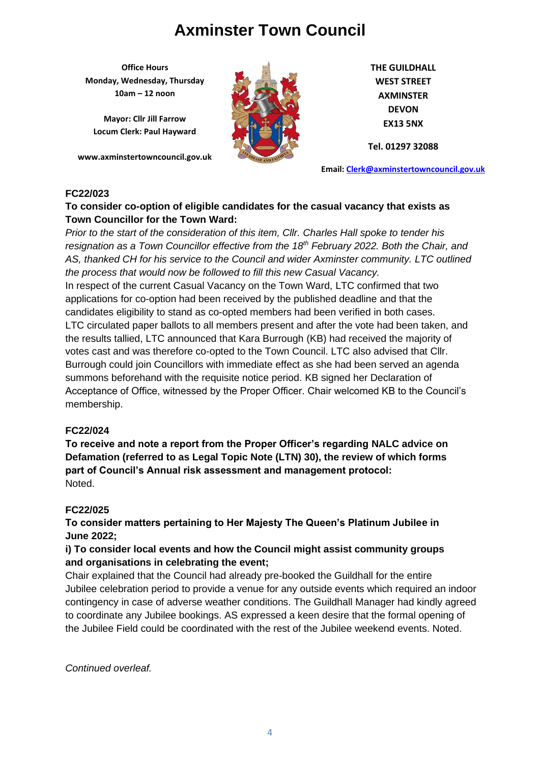# Axminster Town Council

**Office Hours**
**Monday, Wednesday, Thursday**
**10am – 12 noon**

**Mayor: Cllr Jill Farrow**
**Locum Clerk: Paul Hayward**

**www.axminstertowncouncil.gov.uk**

**THE GUILDHALL**
**WEST STREET**
**AXMINSTER**
**DEVON**
**EX13 5NX**

**Tel. 01297 32088**

**Email: Clerk@axminstertowncouncil.gov.uk**

**FC22/023**

**To consider co-option of eligible candidates for the casual vacancy that exists as Town Councillor for the Town Ward:**

*Prior to the start of the consideration of this item, Cllr. Charles Hall spoke to tender his resignation as a Town Councillor effective from the 18th February 2022. Both the Chair, and AS, thanked CH for his service to the Council and wider Axminster community. LTC outlined the process that would now be followed to fill this new Casual Vacancy.*

In respect of the current Casual Vacancy on the Town Ward, LTC confirmed that two applications for co-option had been received by the published deadline and that the candidates eligibility to stand as co-opted members had been verified in both cases. LTC circulated paper ballots to all members present and after the vote had been taken, and the results tallied, LTC announced that Kara Burrough (KB) had received the majority of votes cast and was therefore co-opted to the Town Council. LTC also advised that Cllr. Burrough could join Councillors with immediate effect as she had been served an agenda summons beforehand with the requisite notice period. KB signed her Declaration of Acceptance of Office, witnessed by the Proper Officer. Chair welcomed KB to the Council's membership.

**FC22/024**

**To receive and note a report from the Proper Officer's regarding NALC advice on Defamation (referred to as Legal Topic Note (LTN) 30), the review of which forms part of Council's Annual risk assessment and management protocol:**

Noted.

**FC22/025**

**To consider matters pertaining to Her Majesty The Queen's Platinum Jubilee in June 2022;**

**i) To consider local events and how the Council might assist community groups and organisations in celebrating the event;**

Chair explained that the Council had already pre-booked the Guildhall for the entire Jubilee celebration period to provide a venue for any outside events which required an indoor contingency in case of adverse weather conditions. The Guildhall Manager had kindly agreed to coordinate any Jubilee bookings. AS expressed a keen desire that the formal opening of the Jubilee Field could be coordinated with the rest of the Jubilee weekend events. Noted.

*Continued overleaf.*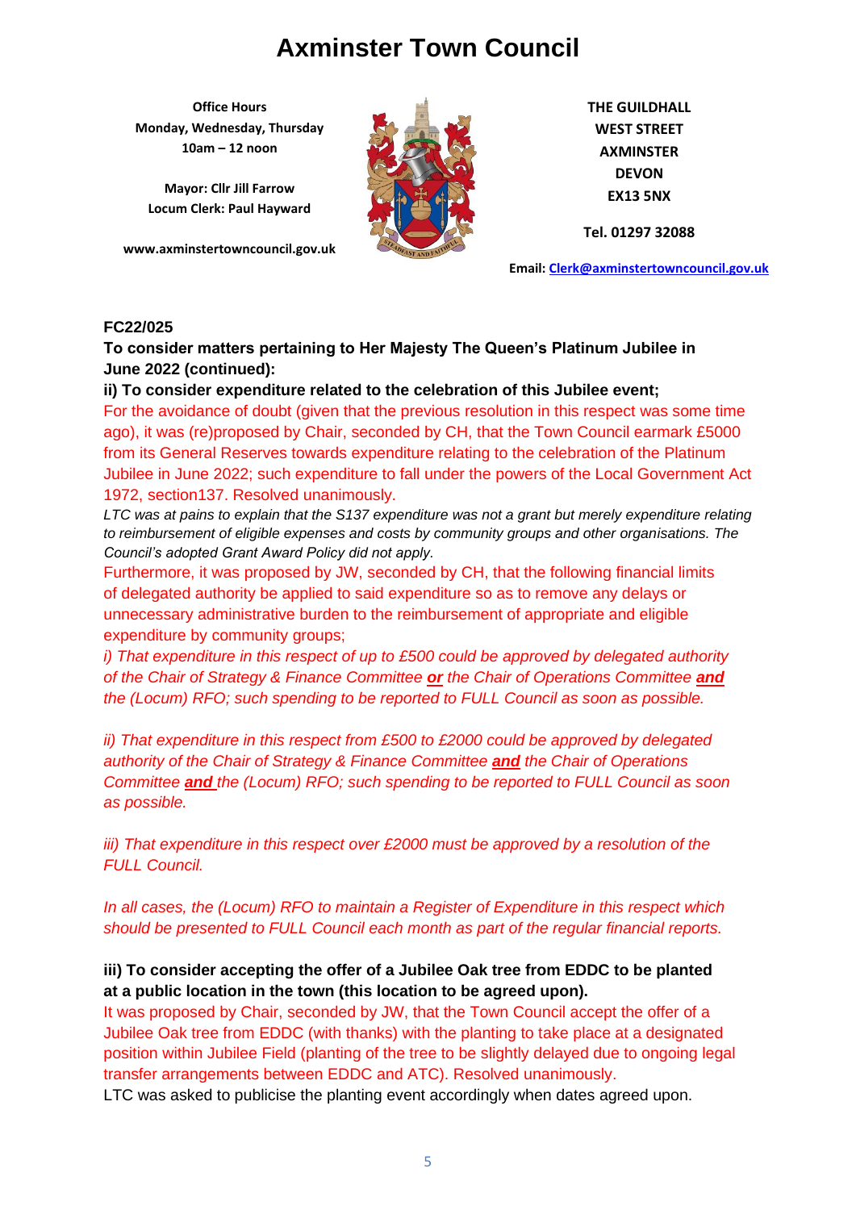# Axminster Town Council

**Office Hours**
**Monday, Wednesday, Thursday**
**10am – 12 noon**

**Mayor: Cllr Jill Farrow**
**Locum Clerk: Paul Hayward**

**www.axminstertowncouncil.gov.uk**

**THE GUILDHALL**
**WEST STREET**
**AXMINSTER**
**DEVON**
**EX13 5NX**

**Tel. 01297 32088**

**Email: Clerk@axminstertowncouncil.gov.uk**

**FC22/025**

**To consider matters pertaining to Her Majesty The Queen's Platinum Jubilee in June 2022 (continued):**

**ii) To consider expenditure related to the celebration of this Jubilee event;**

For the avoidance of doubt (given that the previous resolution in this respect was some time ago), it was (re)proposed by Chair, seconded by CH, that the Town Council earmark £5000 from its General Reserves towards expenditure relating to the celebration of the Platinum Jubilee in June 2022; such expenditure to fall under the powers of the Local Government Act 1972, section137. Resolved unanimously.

*LTC was at pains to explain that the S137 expenditure was not a grant but merely expenditure relating to reimbursement of eligible expenses and costs by community groups and other organisations. The Council's adopted Grant Award Policy did not apply.*

Furthermore, it was proposed by JW, seconded by CH, that the following financial limits of delegated authority be applied to said expenditure so as to remove any delays or unnecessary administrative burden to the reimbursement of appropriate and eligible expenditure by community groups;

*i) That expenditure in this respect of up to £500 could be approved by delegated authority of the Chair of Strategy & Finance Committee **or** the Chair of Operations Committee **and** the (Locum) RFO; such spending to be reported to FULL Council as soon as possible.*

*ii) That expenditure in this respect from £500 to £2000 could be approved by delegated authority of the Chair of Strategy & Finance Committee **and** the Chair of Operations Committee **and** the (Locum) RFO; such spending to be reported to FULL Council as soon as possible.*

*iii) That expenditure in this respect over £2000 must be approved by a resolution of the FULL Council.*

*In all cases, the (Locum) RFO to maintain a Register of Expenditure in this respect which should be presented to FULL Council each month as part of the regular financial reports.*

**iii) To consider accepting the offer of a Jubilee Oak tree from EDDC to be planted at a public location in the town (this location to be agreed upon).**

It was proposed by Chair, seconded by JW, that the Town Council accept the offer of a Jubilee Oak tree from EDDC (with thanks) with the planting to take place at a designated position within Jubilee Field (planting of the tree to be slightly delayed due to ongoing legal transfer arrangements between EDDC and ATC). Resolved unanimously.

LTC was asked to publicise the planting event accordingly when dates agreed upon.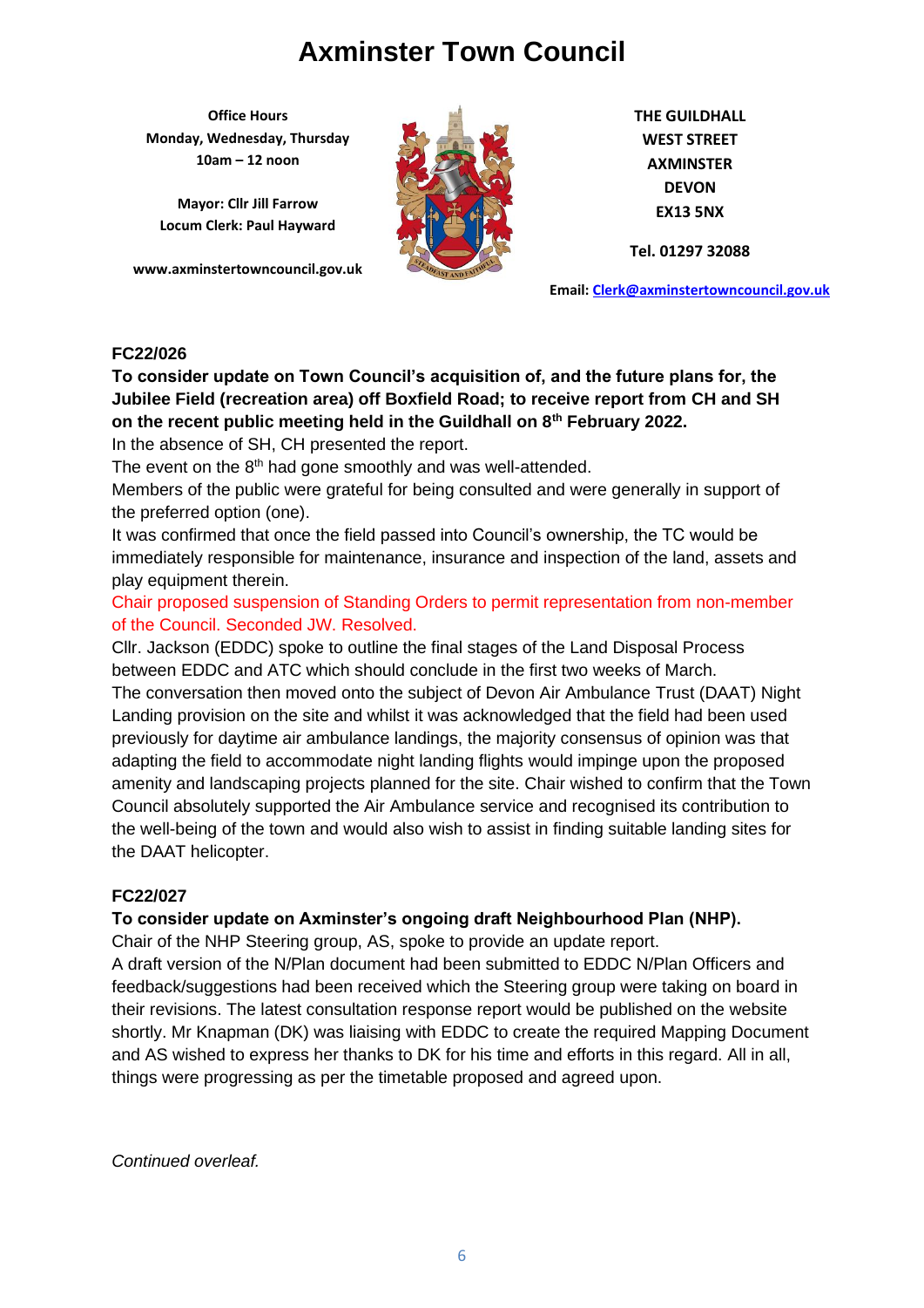# Axminster Town Council

**Office Hours**
**Monday, Wednesday, Thursday**
**10am – 12 noon**

**Mayor: Cllr Jill Farrow**
**Locum Clerk: Paul Hayward**

**www.axminstertowncouncil.gov.uk**

**THE GUILDHALL**
**WEST STREET**
**AXMINSTER**
**DEVON**
**EX13 5NX**

**Tel. 01297 32088**

**Email: Clerk@axminstertowncouncil.gov.uk**

**FC22/026**

**To consider update on Town Council's acquisition of, and the future plans for, the Jubilee Field (recreation area) off Boxfield Road; to receive report from CH and SH on the recent public meeting held in the Guildhall on 8th February 2022.**

In the absence of SH, CH presented the report.

The event on the 8th had gone smoothly and was well-attended.

Members of the public were grateful for being consulted and were generally in support of the preferred option (one).

It was confirmed that once the field passed into Council's ownership, the TC would be immediately responsible for maintenance, insurance and inspection of the land, assets and play equipment therein.

Chair proposed suspension of Standing Orders to permit representation from non-member of the Council. Seconded JW. Resolved.

Cllr. Jackson (EDDC) spoke to outline the final stages of the Land Disposal Process between EDDC and ATC which should conclude in the first two weeks of March.

The conversation then moved onto the subject of Devon Air Ambulance Trust (DAAT) Night Landing provision on the site and whilst it was acknowledged that the field had been used previously for daytime air ambulance landings, the majority consensus of opinion was that adapting the field to accommodate night landing flights would impinge upon the proposed amenity and landscaping projects planned for the site. Chair wished to confirm that the Town Council absolutely supported the Air Ambulance service and recognised its contribution to the well-being of the town and would also wish to assist in finding suitable landing sites for the DAAT helicopter.

**FC22/027**

**To consider update on Axminster's ongoing draft Neighbourhood Plan (NHP).**

Chair of the NHP Steering group, AS, spoke to provide an update report.

A draft version of the N/Plan document had been submitted to EDDC N/Plan Officers and feedback/suggestions had been received which the Steering group were taking on board in their revisions. The latest consultation response report would be published on the website shortly. Mr Knapman (DK) was liaising with EDDC to create the required Mapping Document and AS wished to express her thanks to DK for his time and efforts in this regard. All in all, things were progressing as per the timetable proposed and agreed upon.

*Continued overleaf.*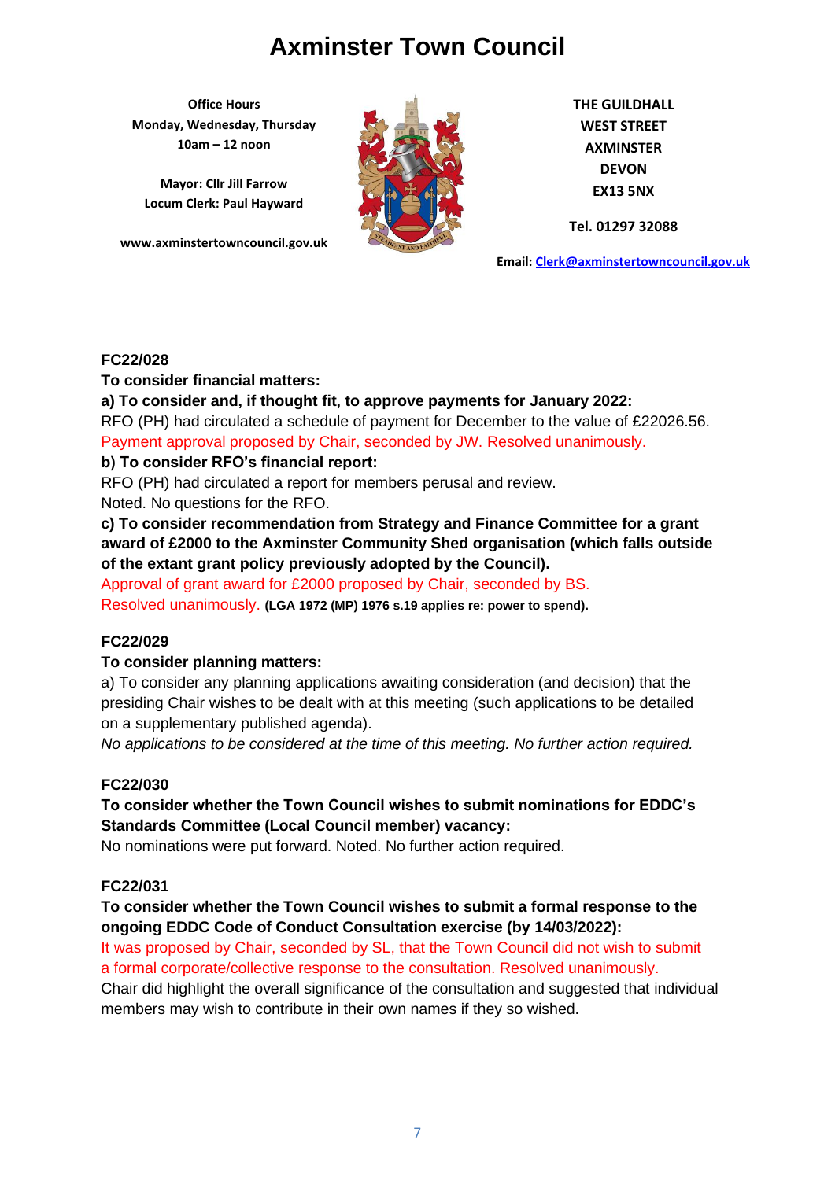# Axminster Town Council

**Office Hours**
**Monday, Wednesday, Thursday**
**10am – 12 noon**

**Mayor: Cllr Jill Farrow**
**Locum Clerk: Paul Hayward**

**www.axminstertowncouncil.gov.uk**

**THE GUILDHALL**
**WEST STREET**
**AXMINSTER**
**DEVON**
**EX13 5NX**

**Tel. 01297 32088**

**Email: Clerk@axminstertowncouncil.gov.uk**

**FC22/028**

**To consider financial matters:**

**a) To consider and, if thought fit, to approve payments for January 2022:**

RFO (PH) had circulated a schedule of payment for December to the value of £22026.56.
Payment approval proposed by Chair, seconded by JW. Resolved unanimously.

**b) To consider RFO's financial report:**

RFO (PH) had circulated a report for members perusal and review.
Noted. No questions for the RFO.

**c) To consider recommendation from Strategy and Finance Committee for a grant award of £2000 to the Axminster Community Shed organisation (which falls outside of the extant grant policy previously adopted by the Council).**

Approval of grant award for £2000 proposed by Chair, seconded by BS.
Resolved unanimously. **(LGA 1972 (MP) 1976 s.19 applies re: power to spend).**

**FC22/029**

**To consider planning matters:**

a) To consider any planning applications awaiting consideration (and decision) that the presiding Chair wishes to be dealt with at this meeting (such applications to be detailed on a supplementary published agenda).

*No applications to be considered at the time of this meeting. No further action required.*

**FC22/030**

**To consider whether the Town Council wishes to submit nominations for EDDC's Standards Committee (Local Council member) vacancy:**

No nominations were put forward. Noted. No further action required.

**FC22/031**

**To consider whether the Town Council wishes to submit a formal response to the ongoing EDDC Code of Conduct Consultation exercise (by 14/03/2022):**

It was proposed by Chair, seconded by SL, that the Town Council did not wish to submit a formal corporate/collective response to the consultation. Resolved unanimously.

Chair did highlight the overall significance of the consultation and suggested that individual members may wish to contribute in their own names if they so wished.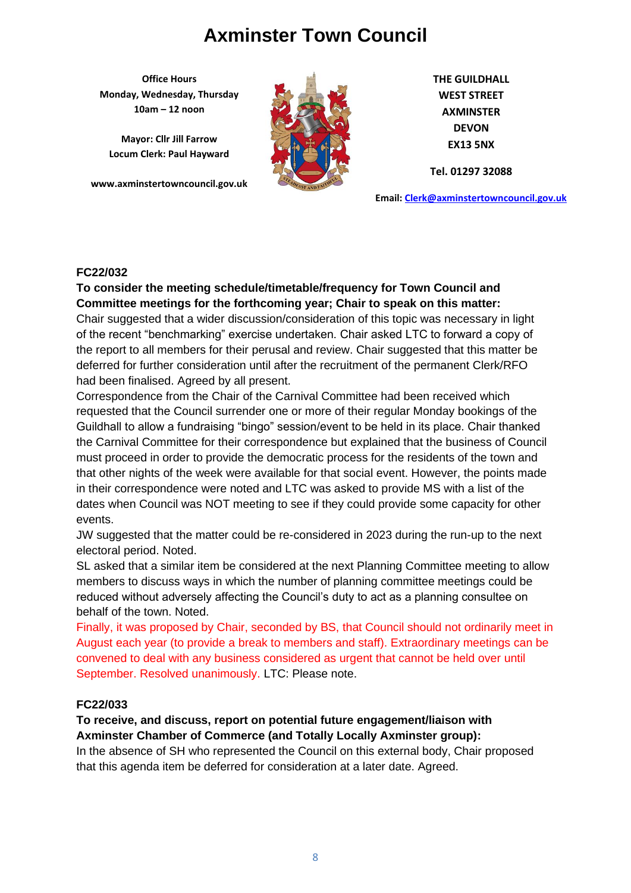# Axminster Town Council

**Office Hours**
**Monday, Wednesday, Thursday**
**10am – 12 noon**

**Mayor: Cllr Jill Farrow**
**Locum Clerk: Paul Hayward**

**www.axminstertowncouncil.gov.uk**

**THE GUILDHALL**
**WEST STREET**
**AXMINSTER**
**DEVON**
**EX13 5NX**

**Tel. 01297 32088**

**Email: Clerk@axminstertowncouncil.gov.uk**

**FC22/032**

**To consider the meeting schedule/timetable/frequency for Town Council and Committee meetings for the forthcoming year; Chair to speak on this matter:**

Chair suggested that a wider discussion/consideration of this topic was necessary in light of the recent "benchmarking" exercise undertaken. Chair asked LTC to forward a copy of the report to all members for their perusal and review. Chair suggested that this matter be deferred for further consideration until after the recruitment of the permanent Clerk/RFO had been finalised. Agreed by all present.

Correspondence from the Chair of the Carnival Committee had been received which requested that the Council surrender one or more of their regular Monday bookings of the Guildhall to allow a fundraising "bingo" session/event to be held in its place. Chair thanked the Carnival Committee for their correspondence but explained that the business of Council must proceed in order to provide the democratic process for the residents of the town and that other nights of the week were available for that social event. However, the points made in their correspondence were noted and LTC was asked to provide MS with a list of the dates when Council was NOT meeting to see if they could provide some capacity for other events.

JW suggested that the matter could be re-considered in 2023 during the run-up to the next electoral period. Noted.

SL asked that a similar item be considered at the next Planning Committee meeting to allow members to discuss ways in which the number of planning committee meetings could be reduced without adversely affecting the Council's duty to act as a planning consultee on behalf of the town. Noted.

Finally, it was proposed by Chair, seconded by BS, that Council should not ordinarily meet in August each year (to provide a break to members and staff). Extraordinary meetings can be convened to deal with any business considered as urgent that cannot be held over until September. Resolved unanimously. LTC: Please note.

**FC22/033**

**To receive, and discuss, report on potential future engagement/liaison with Axminster Chamber of Commerce (and Totally Locally Axminster group):**

In the absence of SH who represented the Council on this external body, Chair proposed that this agenda item be deferred for consideration at a later date. Agreed.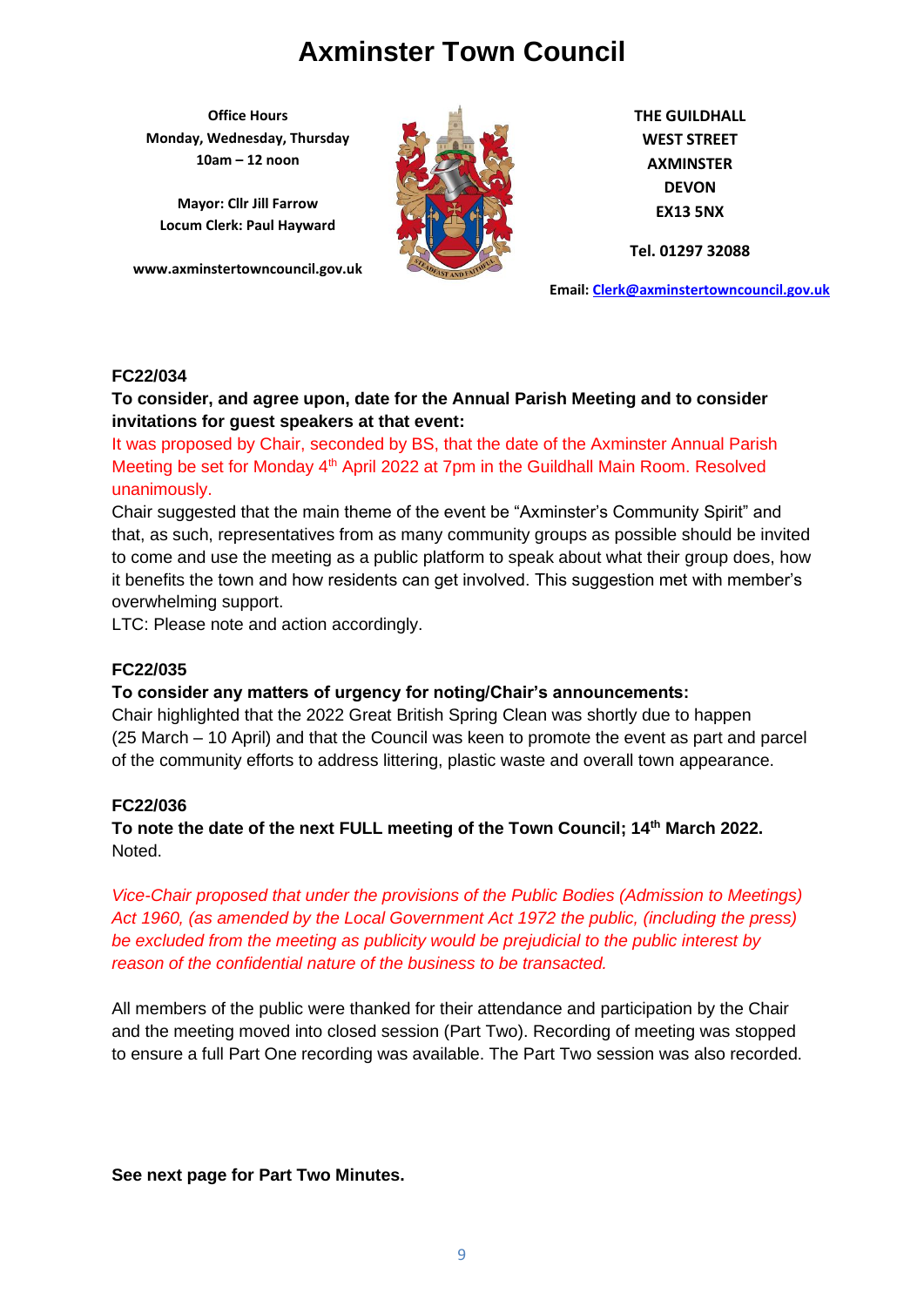# Axminster Town Council

**Office Hours**
**Monday, Wednesday, Thursday**
**10am – 12 noon**

**Mayor: Cllr Jill Farrow**
**Locum Clerk: Paul Hayward**

**www.axminstertowncouncil.gov.uk**

**THE GUILDHALL**
**WEST STREET**
**AXMINSTER**
**DEVON**
**EX13 5NX**

**Tel. 01297 32088**

**Email: Clerk@axminstertowncouncil.gov.uk**

**FC22/034**

**To consider, and agree upon, date for the Annual Parish Meeting and to consider invitations for guest speakers at that event:**

It was proposed by Chair, seconded by BS, that the date of the Axminster Annual Parish Meeting be set for Monday 4th April 2022 at 7pm in the Guildhall Main Room. Resolved unanimously.

Chair suggested that the main theme of the event be "Axminster's Community Spirit" and that, as such, representatives from as many community groups as possible should be invited to come and use the meeting as a public platform to speak about what their group does, how it benefits the town and how residents can get involved. This suggestion met with member's overwhelming support.

LTC: Please note and action accordingly.

**FC22/035**

**To consider any matters of urgency for noting/Chair's announcements:**

Chair highlighted that the 2022 Great British Spring Clean was shortly due to happen (25 March – 10 April) and that the Council was keen to promote the event as part and parcel of the community efforts to address littering, plastic waste and overall town appearance.

**FC22/036**

**To note the date of the next FULL meeting of the Town Council; 14th March 2022.**

Noted.

*Vice-Chair proposed that under the provisions of the Public Bodies (Admission to Meetings) Act 1960, (as amended by the Local Government Act 1972 the public, (including the press) be excluded from the meeting as publicity would be prejudicial to the public interest by reason of the confidential nature of the business to be transacted.*

All members of the public were thanked for their attendance and participation by the Chair and the meeting moved into closed session (Part Two). Recording of meeting was stopped to ensure a full Part One recording was available. The Part Two session was also recorded.

**See next page for Part Two Minutes.**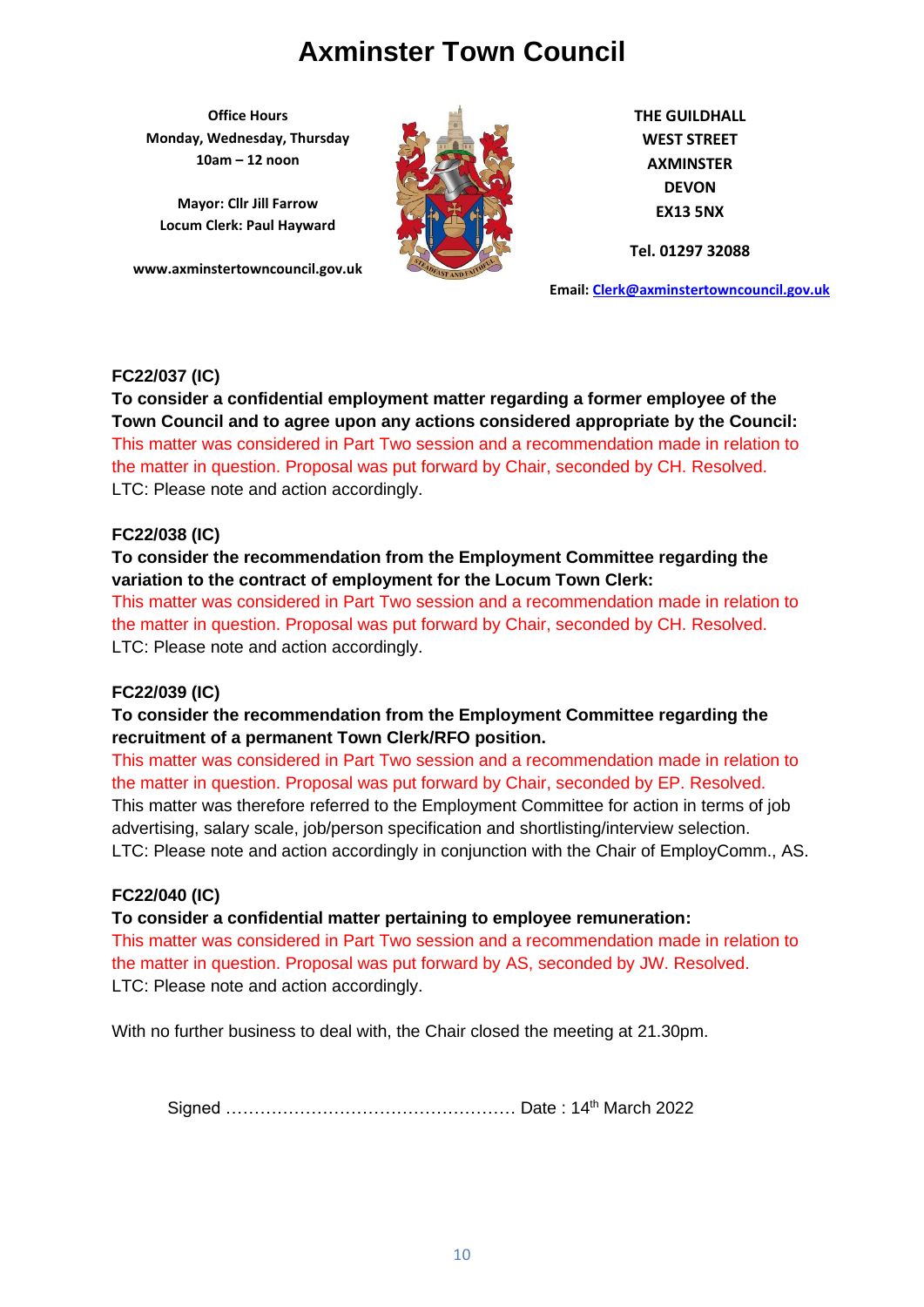# Axminster Town Council

**Office Hours**
**Monday, Wednesday, Thursday**
**10am – 12 noon**

**Mayor: Cllr Jill Farrow**
**Locum Clerk: Paul Hayward**

**www.axminstertowncouncil.gov.uk**

**THE GUILDHALL**
**WEST STREET**
**AXMINSTER**
**DEVON**
**EX13 5NX**

**Tel. 01297 32088**

**Email: Clerk@axminstertowncouncil.gov.uk**

**FC22/037 (IC)**

**To consider a confidential employment matter regarding a former employee of the Town Council and to agree upon any actions considered appropriate by the Council:**
This matter was considered in Part Two session and a recommendation made in relation to the matter in question. Proposal was put forward by Chair, seconded by CH. Resolved.
LTC: Please note and action accordingly.

**FC22/038 (IC)**

**To consider the recommendation from the Employment Committee regarding the variation to the contract of employment for the Locum Town Clerk:**
This matter was considered in Part Two session and a recommendation made in relation to the matter in question. Proposal was put forward by Chair, seconded by CH. Resolved.
LTC: Please note and action accordingly.

**FC22/039 (IC)**

**To consider the recommendation from the Employment Committee regarding the recruitment of a permanent Town Clerk/RFO position.**
This matter was considered in Part Two session and a recommendation made in relation to the matter in question. Proposal was put forward by Chair, seconded by EP. Resolved.
This matter was therefore referred to the Employment Committee for action in terms of job advertising, salary scale, job/person specification and shortlisting/interview selection.
LTC: Please note and action accordingly in conjunction with the Chair of EmployComm., AS.

**FC22/040 (IC)**

**To consider a confidential matter pertaining to employee remuneration:**
This matter was considered in Part Two session and a recommendation made in relation to the matter in question. Proposal was put forward by AS, seconded by JW. Resolved.
LTC: Please note and action accordingly.

With no further business to deal with, the Chair closed the meeting at 21.30pm.

Signed …………………………………………… Date : 14th March 2022